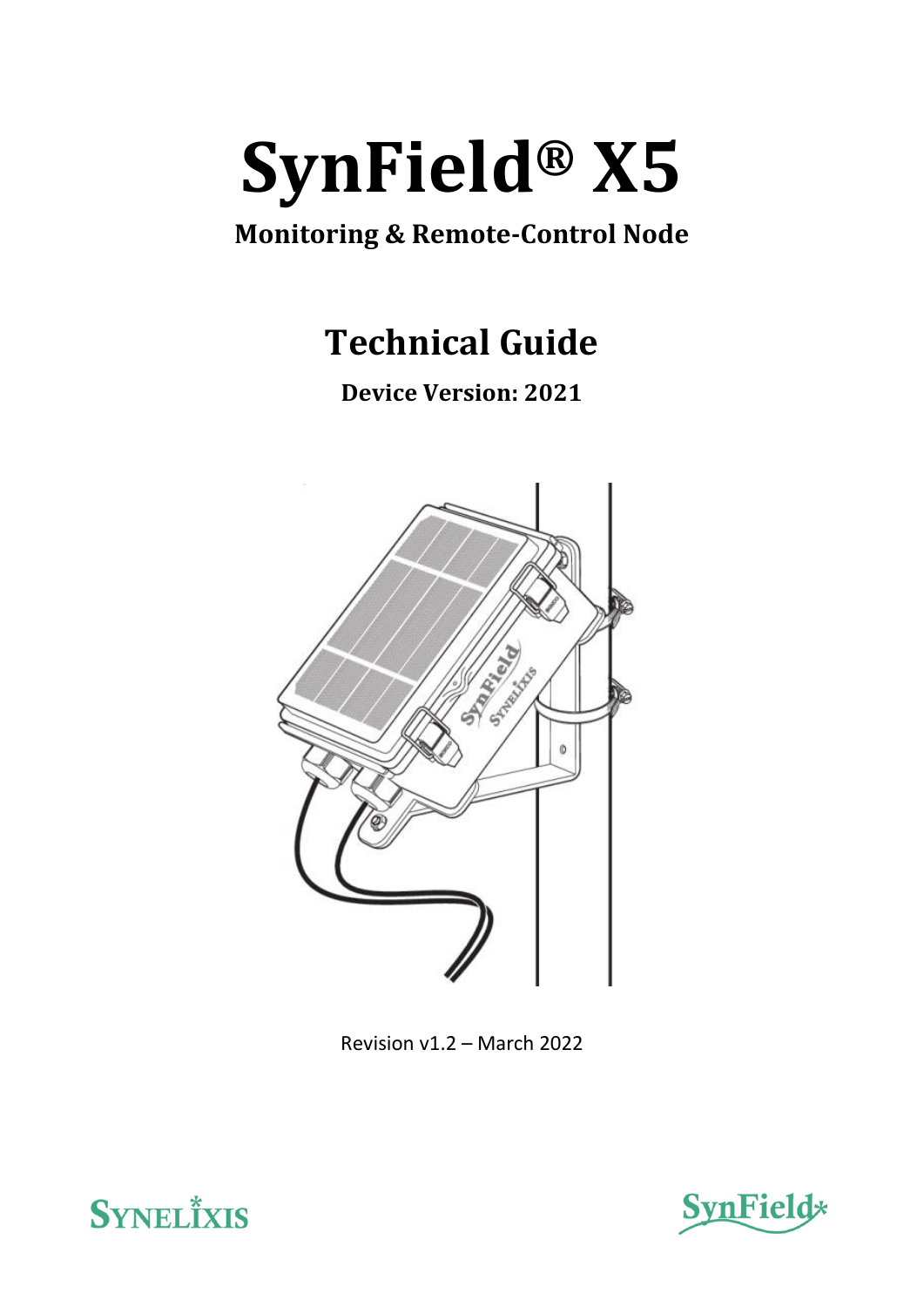# SynField® X5

**Monitoring & Remote-Control Node**

## Technical Guide

**Device Version: 2021**

Revision v1.2 – March 2022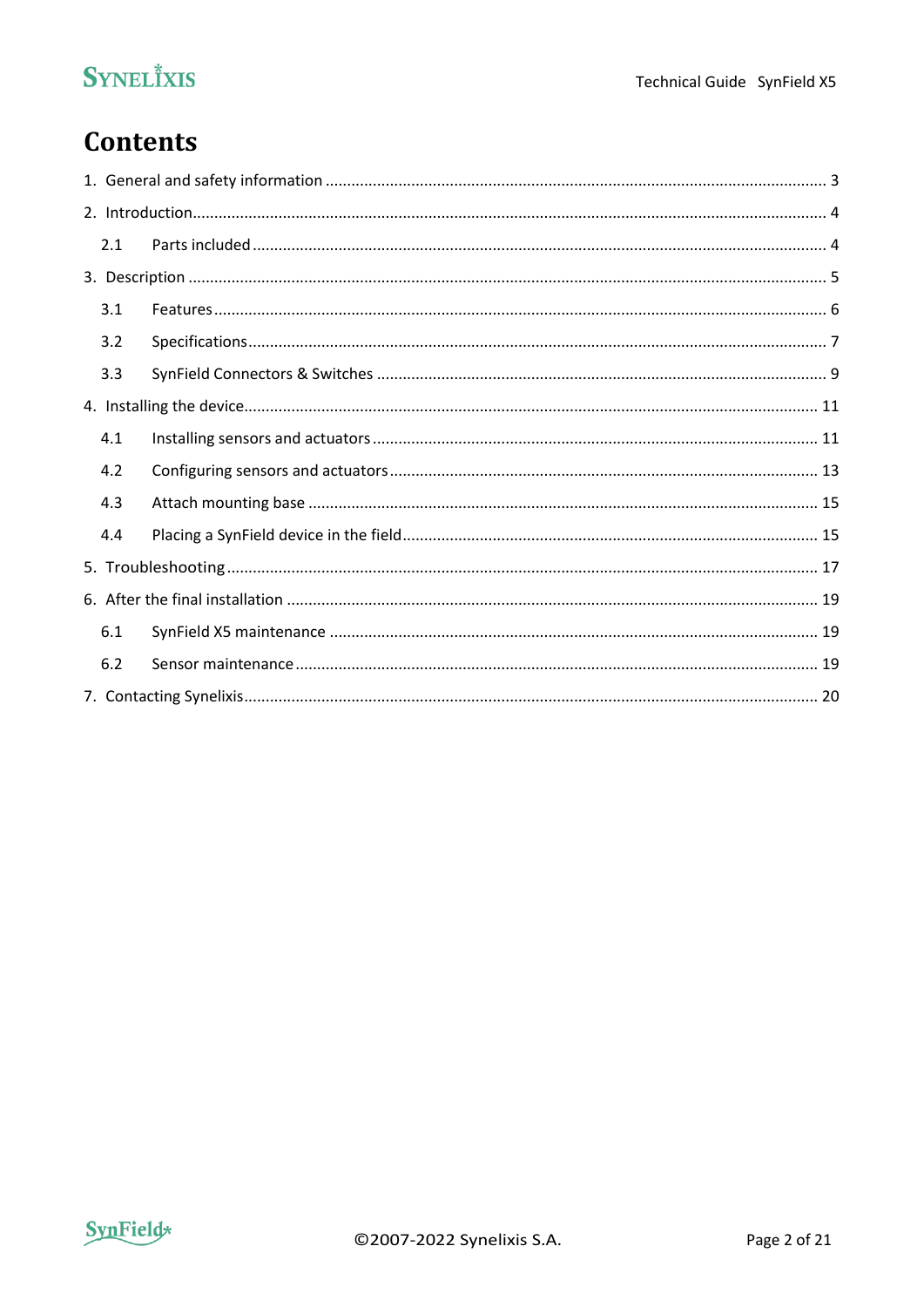# Contents

1. General and safety information ........ 3
2. Introduction ........ 4
   - 2.1 Parts included ........ 4
3. Description ........ 5
   - 3.1 Features ........ 6
   - 3.2 Specifications ........ 7
   - 3.3 SynField Connectors & Switches ........ 9
4. Installing the device ........ 11
   - 4.1 Installing sensors and actuators ........ 11
   - 4.2 Configuring sensors and actuators ........ 13
   - 4.3 Attach mounting base ........ 15
   - 4.4 Placing a SynField device in the field ........ 15
5. Troubleshooting ........ 17
6. After the final installation ........ 19
   - 6.1 SynField X5 maintenance ........ 19
   - 6.2 Sensor maintenance ........ 19
7. Contacting Synelixis ........ 20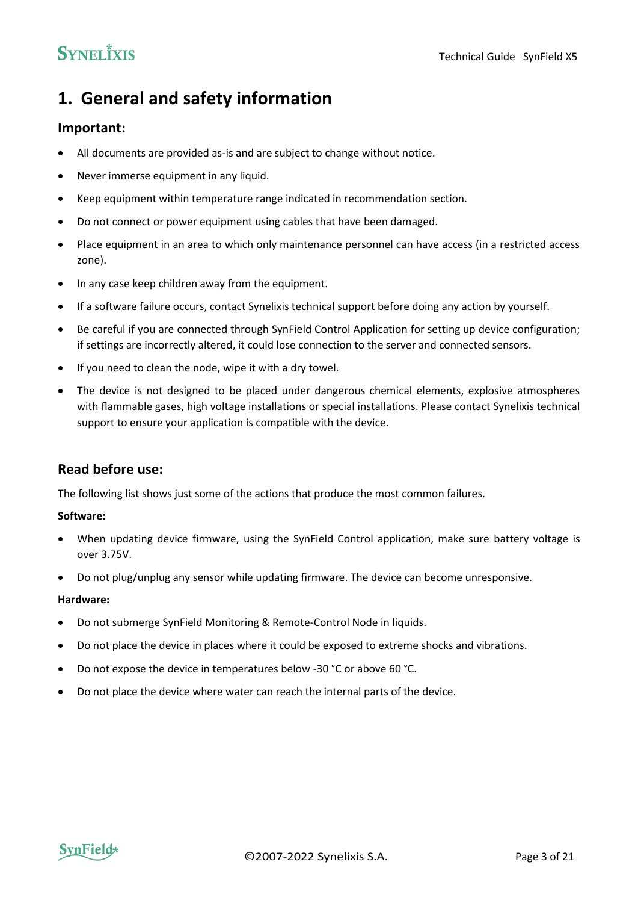# 1. General and safety information

## Important:

- All documents are provided as-is and are subject to change without notice.
- Never immerse equipment in any liquid.
- Keep equipment within temperature range indicated in recommendation section.
- Do not connect or power equipment using cables that have been damaged.
- Place equipment in an area to which only maintenance personnel can have access (in a restricted access zone).
- In any case keep children away from the equipment.
- If a software failure occurs, contact Synelixis technical support before doing any action by yourself.
- Be careful if you are connected through SynField Control Application for setting up device configuration; if settings are incorrectly altered, it could lose connection to the server and connected sensors.
- If you need to clean the node, wipe it with a dry towel.
- The device is not designed to be placed under dangerous chemical elements, explosive atmospheres with flammable gases, high voltage installations or special installations. Please contact Synelixis technical support to ensure your application is compatible with the device.

## Read before use:

The following list shows just some of the actions that produce the most common failures.

**Software:**

- When updating device firmware, using the SynField Control application, make sure battery voltage is over 3.75V.
- Do not plug/unplug any sensor while updating firmware. The device can become unresponsive.

**Hardware:**

- Do not submerge SynField Monitoring & Remote-Control Node in liquids.
- Do not place the device in places where it could be exposed to extreme shocks and vibrations.
- Do not expose the device in temperatures below -30 °C or above 60 °C.
- Do not place the device where water can reach the internal parts of the device.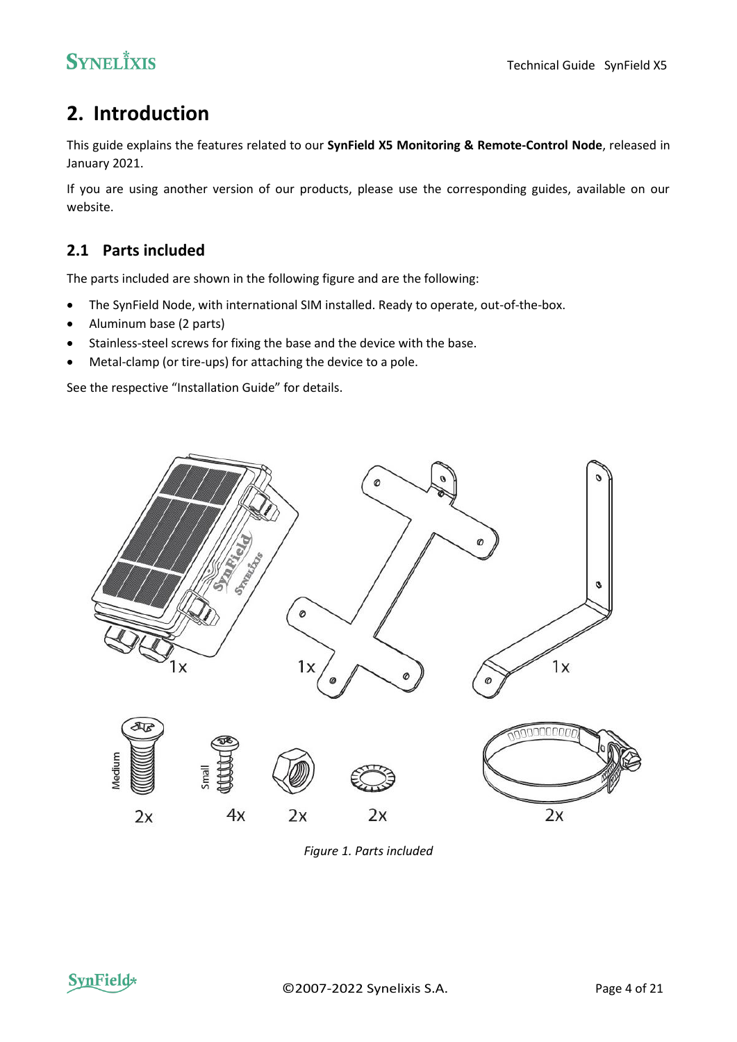# 2. Introduction

This guide explains the features related to our **SynField X5 Monitoring & Remote-Control Node**, released in January 2021.

If you are using another version of our products, please use the corresponding guides, available on our website.

## 2.1 Parts included

The parts included are shown in the following figure and are the following:

- The SynField Node, with international SIM installed. Ready to operate, out-of-the-box.
- Aluminum base (2 parts)
- Stainless-steel screws for fixing the base and the device with the base.
- Metal-clamp (or tire-ups) for attaching the device to a pole.

See the respective "Installation Guide" for details.

*Figure 1. Parts included*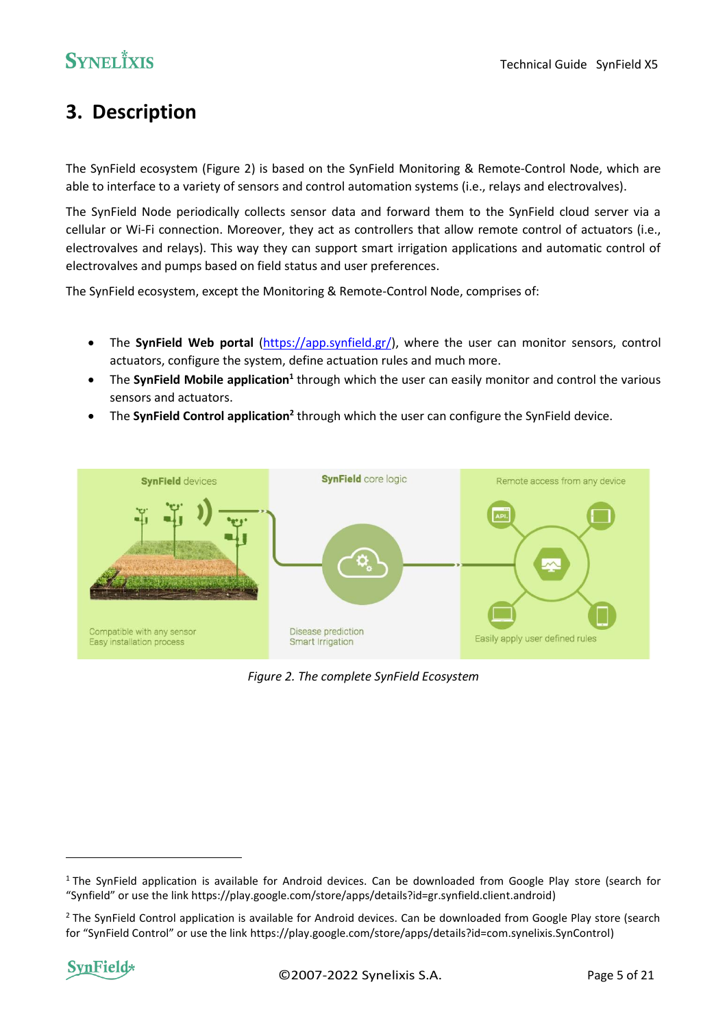# 3. Description

The SynField ecosystem (Figure 2) is based on the SynField Monitoring & Remote-Control Node, which are able to interface to a variety of sensors and control automation systems (i.e., relays and electrovalves).

The SynField Node periodically collects sensor data and forward them to the SynField cloud server via a cellular or Wi-Fi connection. Moreover, they act as controllers that allow remote control of actuators (i.e., electrovalves and relays). This way they can support smart irrigation applications and automatic control of electrovalves and pumps based on field status and user preferences.

The SynField ecosystem, except the Monitoring & Remote-Control Node, comprises of:

- The **SynField Web portal** ([https://app.synfield.gr/](https://app.synfield.gr/)), where the user can monitor sensors, control actuators, configure the system, define actuation rules and much more.
- The **SynField Mobile application**[1] through which the user can easily monitor and control the various sensors and actuators.
- The **SynField Control application**[2] through which the user can configure the SynField device.

*Figure 2. The complete SynField Ecosystem*

[1] The SynField application is available for Android devices. Can be downloaded from Google Play store (search for "Synfield" or use the link https://play.google.com/store/apps/details?id=gr.synfield.client.android)

[2] The SynField Control application is available for Android devices. Can be downloaded from Google Play store (search for "SynField Control" or use the link https://play.google.com/store/apps/details?id=com.synelixis.SynControl)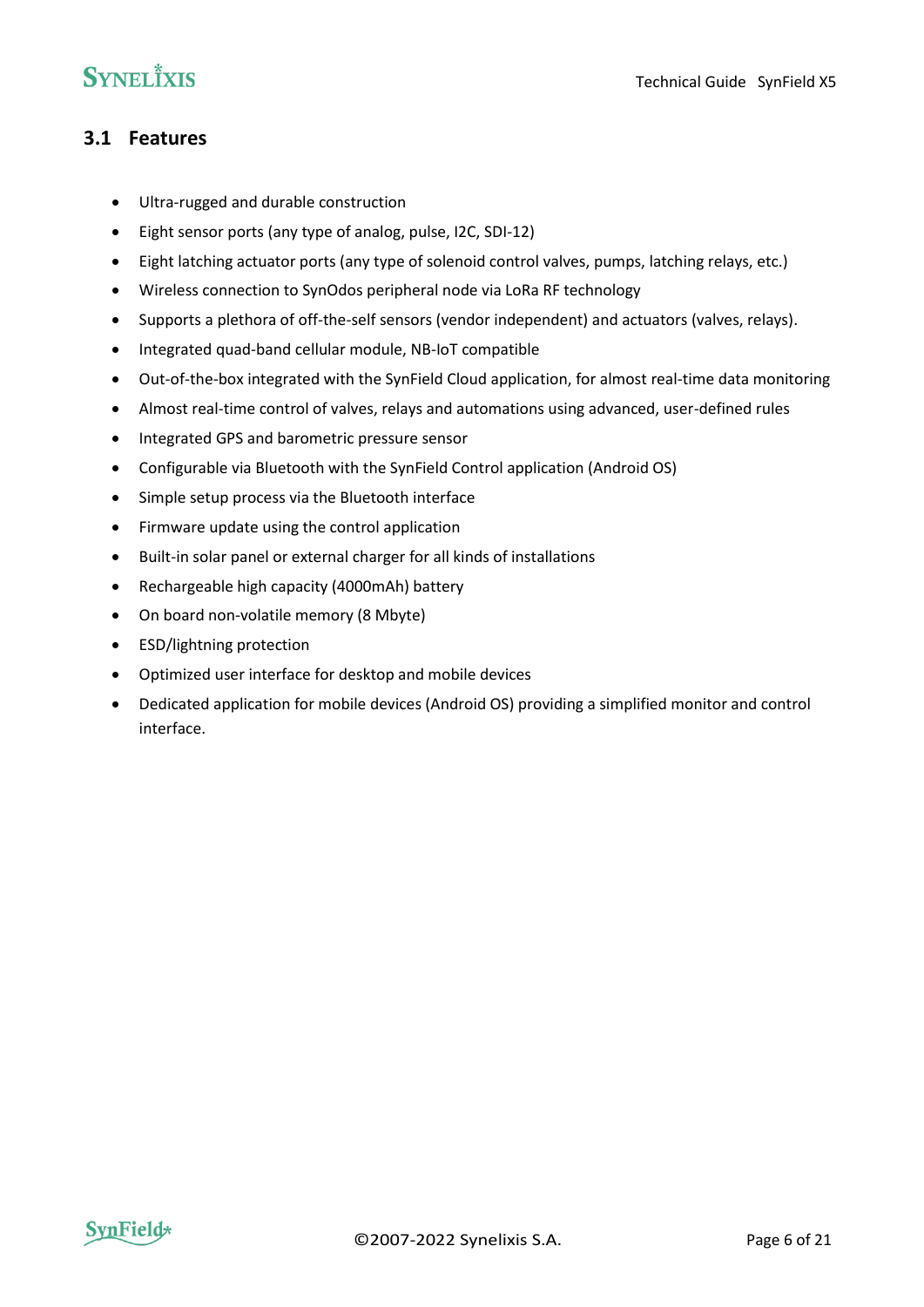## 3.1 Features

- Ultra-rugged and durable construction
- Eight sensor ports (any type of analog, pulse, I2C, SDI-12)
- Eight latching actuator ports (any type of solenoid control valves, pumps, latching relays, etc.)
- Wireless connection to SynOdos peripheral node via LoRa RF technology
- Supports a plethora of off-the-self sensors (vendor independent) and actuators (valves, relays).
- Integrated quad-band cellular module, NB-IoT compatible
- Out-of-the-box integrated with the SynField Cloud application, for almost real-time data monitoring
- Almost real-time control of valves, relays and automations using advanced, user-defined rules
- Integrated GPS and barometric pressure sensor
- Configurable via Bluetooth with the SynField Control application (Android OS)
- Simple setup process via the Bluetooth interface
- Firmware update using the control application
- Built-in solar panel or external charger for all kinds of installations
- Rechargeable high capacity (4000mAh) battery
- On board non-volatile memory (8 Mbyte)
- ESD/lightning protection
- Optimized user interface for desktop and mobile devices
- Dedicated application for mobile devices (Android OS) providing a simplified monitor and control interface.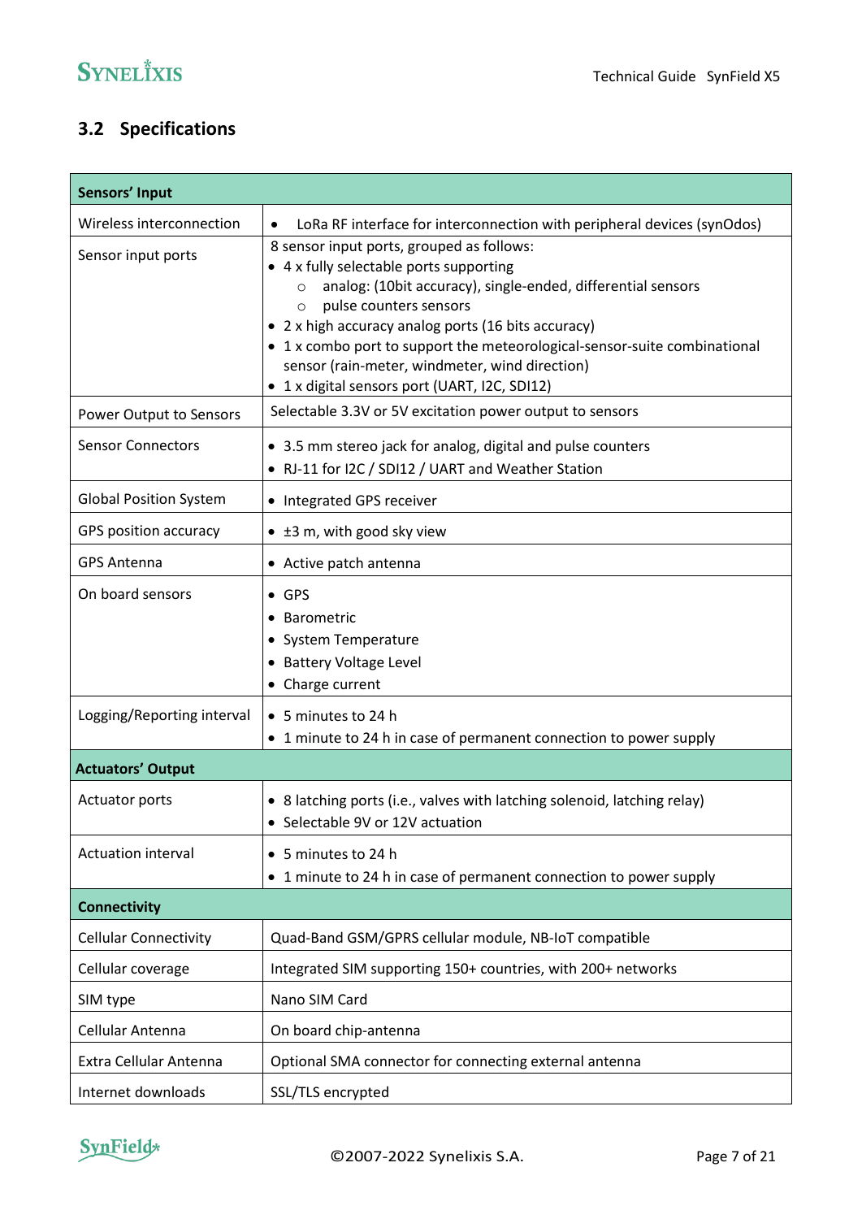## 3.2 Specifications

| Sensors' Input | |
|---|---|
| Wireless interconnection | • LoRa RF interface for interconnection with peripheral devices (synOdos) |
| Sensor input ports | 8 sensor input ports, grouped as follows:<br>• 4 x fully selectable ports supporting<br>&nbsp;&nbsp;&nbsp;&nbsp;○ analog: (10bit accuracy), single-ended, differential sensors<br>&nbsp;&nbsp;&nbsp;&nbsp;○ pulse counters sensors<br>• 2 x high accuracy analog ports (16 bits accuracy)<br>• 1 x combo port to support the meteorological-sensor-suite combinational sensor (rain-meter, windmeter, wind direction)<br>• 1 x digital sensors port (UART, I2C, SDI12) |
| Power Output to Sensors | Selectable 3.3V or 5V excitation power output to sensors |
| Sensor Connectors | • 3.5 mm stereo jack for analog, digital and pulse counters<br>• RJ-11 for I2C / SDI12 / UART and Weather Station |
| Global Position System | • Integrated GPS receiver |
| GPS position accuracy | • ±3 m, with good sky view |
| GPS Antenna | • Active patch antenna |
| On board sensors | • GPS<br>• Barometric<br>• System Temperature<br>• Battery Voltage Level<br>• Charge current |
| Logging/Reporting interval | • 5 minutes to 24 h<br>• 1 minute to 24 h in case of permanent connection to power supply |
| **Actuators' Output** | |
| Actuator ports | • 8 latching ports (i.e., valves with latching solenoid, latching relay)<br>• Selectable 9V or 12V actuation |
| Actuation interval | • 5 minutes to 24 h<br>• 1 minute to 24 h in case of permanent connection to power supply |
| **Connectivity** | |
| Cellular Connectivity | Quad-Band GSM/GPRS cellular module, NB-IoT compatible |
| Cellular coverage | Integrated SIM supporting 150+ countries, with 200+ networks |
| SIM type | Nano SIM Card |
| Cellular Antenna | On board chip-antenna |
| Extra Cellular Antenna | Optional SMA connector for connecting external antenna |
| Internet downloads | SSL/TLS encrypted |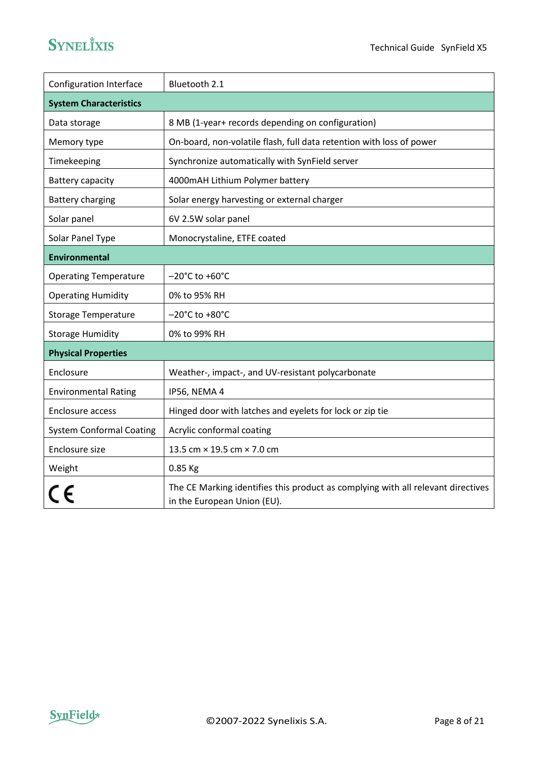| Configuration Interface | Bluetooth 2.1 |
|---|---|
| **System Characteristics** | |
| Data storage | 8 MB (1-year+ records depending on configuration) |
| Memory type | On-board, non-volatile flash, full data retention with loss of power |
| Timekeeping | Synchronize automatically with SynField server |
| Battery capacity | 4000mAH Lithium Polymer battery |
| Battery charging | Solar energy harvesting or external charger |
| Solar panel | 6V 2.5W solar panel |
| Solar Panel Type | Monocrystaline, ETFE coated |
| **Environmental** | |
| Operating Temperature | –20°C to +60°C |
| Operating Humidity | 0% to 95% RH |
| Storage Temperature | –20°C to +80°C |
| Storage Humidity | 0% to 99% RH |
| **Physical Properties** | |
| Enclosure | Weather-, impact-, and UV-resistant polycarbonate |
| Environmental Rating | IP56, NEMA 4 |
| Enclosure access | Hinged door with latches and eyelets for lock or zip tie |
| System Conformal Coating | Acrylic conformal coating |
| Enclosure size | 13.5 cm × 19.5 cm × 7.0 cm |
| Weight | 0.85 Kg |
| CE | The CE Marking identifies this product as complying with all relevant directives in the European Union (EU). |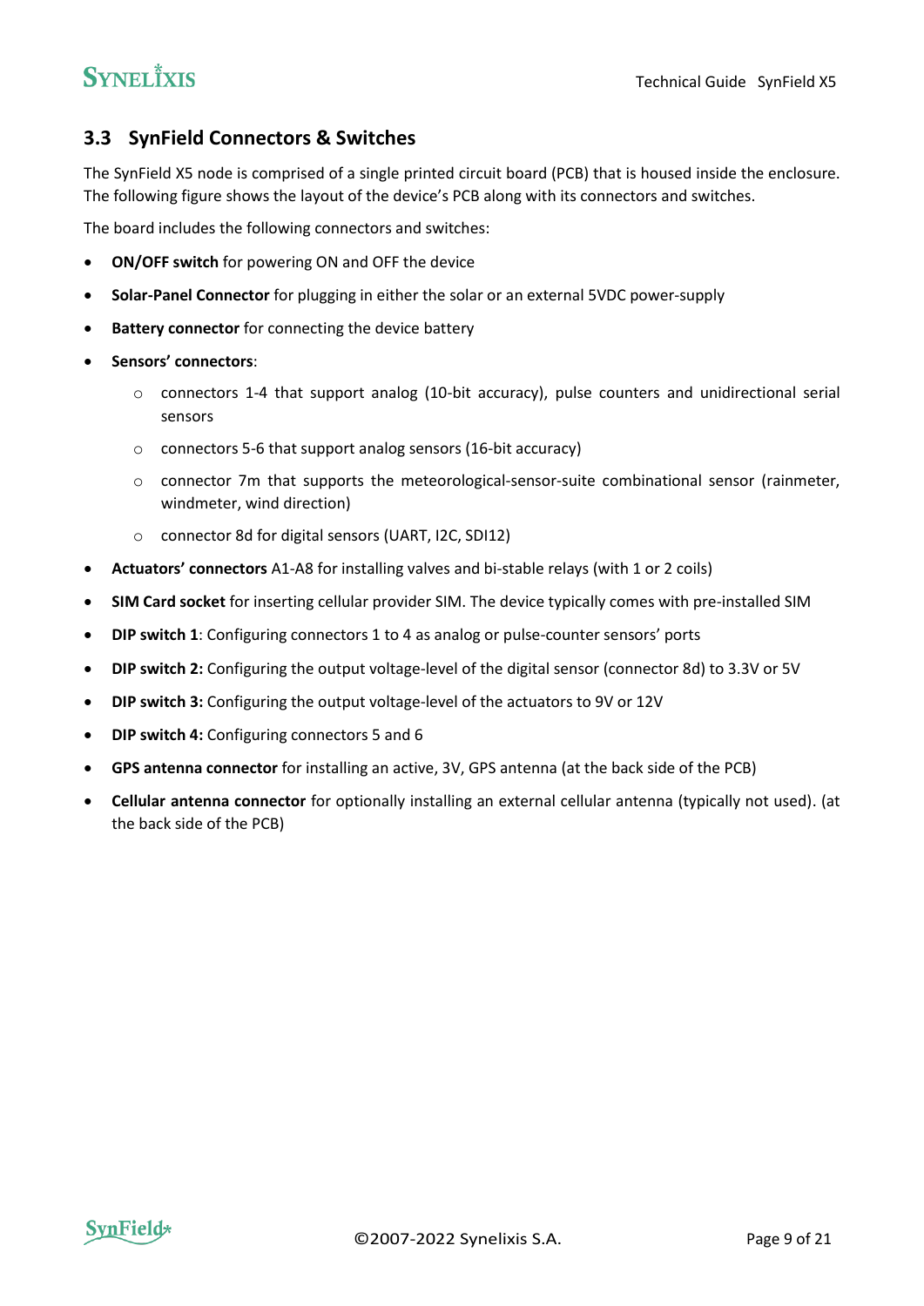## 3.3 SynField Connectors & Switches

The SynField X5 node is comprised of a single printed circuit board (PCB) that is housed inside the enclosure. The following figure shows the layout of the device's PCB along with its connectors and switches.

The board includes the following connectors and switches:

- **ON/OFF switch** for powering ON and OFF the device
- **Solar-Panel Connector** for plugging in either the solar or an external 5VDC power-supply
- **Battery connector** for connecting the device battery
- **Sensors' connectors**:
  - connectors 1-4 that support analog (10-bit accuracy), pulse counters and unidirectional serial sensors
  - connectors 5-6 that support analog sensors (16-bit accuracy)
  - connector 7m that supports the meteorological-sensor-suite combinational sensor (rainmeter, windmeter, wind direction)
  - connector 8d for digital sensors (UART, I2C, SDI12)
- **Actuators' connectors** A1-A8 for installing valves and bi-stable relays (with 1 or 2 coils)
- **SIM Card socket** for inserting cellular provider SIM. The device typically comes with pre-installed SIM
- **DIP switch 1**: Configuring connectors 1 to 4 as analog or pulse-counter sensors' ports
- **DIP switch 2:** Configuring the output voltage-level of the digital sensor (connector 8d) to 3.3V or 5V
- **DIP switch 3:** Configuring the output voltage-level of the actuators to 9V or 12V
- **DIP switch 4:** Configuring connectors 5 and 6
- **GPS antenna connector** for installing an active, 3V, GPS antenna (at the back side of the PCB)
- **Cellular antenna connector** for optionally installing an external cellular antenna (typically not used). (at the back side of the PCB)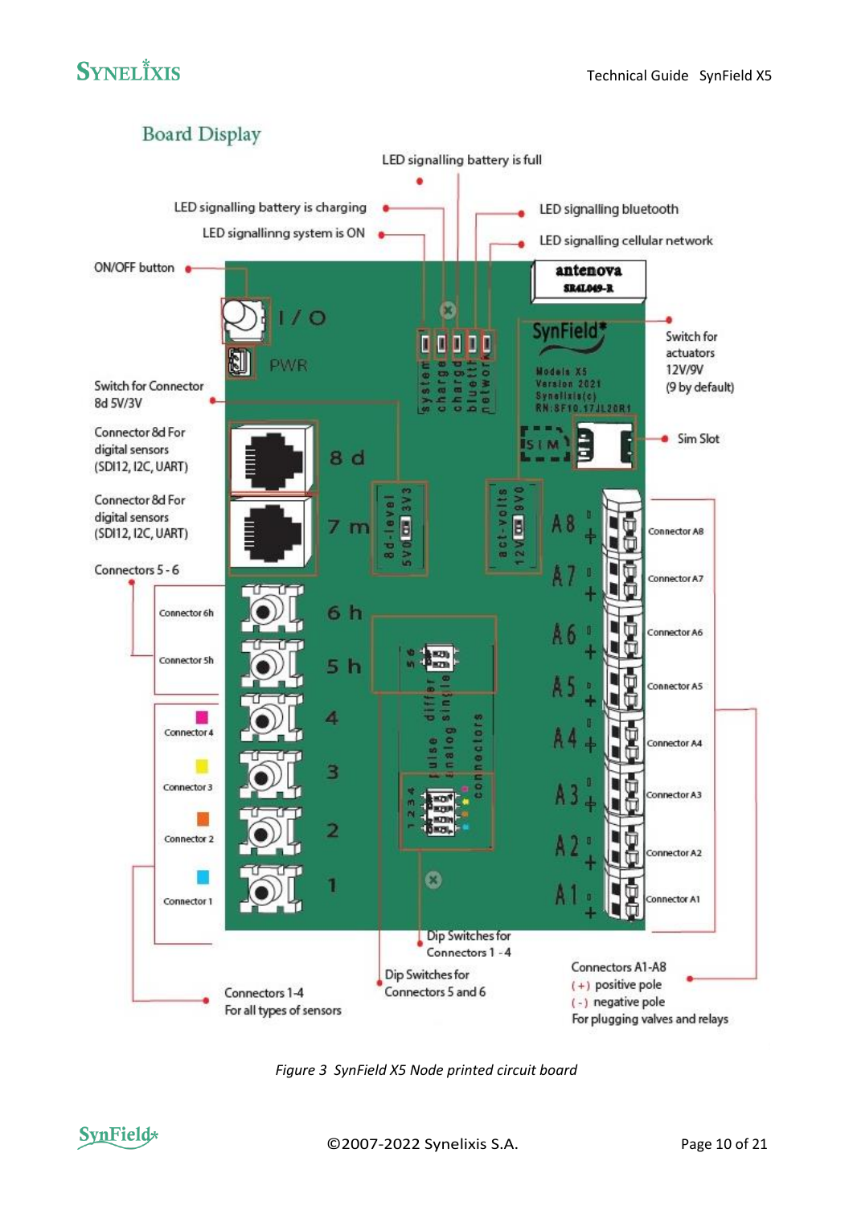## Board Display

LED signalling battery is full

LED signalling battery is charging

LED signallinng system is ON

LED signalling bluetooth

LED signalling cellular network

ON/OFF button

Switch for actuators 12V/9V (9 by default)

Switch for Connector 8d 5V/3V

Sim Slot

Connector 8d For digital sensors (SDI12, I2C, UART)

Connector 8d For digital sensors (SDI12, I2C, UART)

Connectors 5 - 6

Connector 6h

Connector 5h

Connector 4

Connector 3

Connector 2

Connector 1

Connector A8

Connector A7

Connector A6

Connector A5

Connector A4

Connector A3

Connector A2

Connector A1

Dip Switches for Connectors 1 - 4

Dip Switches for Connectors 5 and 6

Connectors 1-4
For all types of sensors

Connectors A1-A8
(+) positive pole
(-) negative pole
For plugging valves and relays

*Figure 3 SynField X5 Node printed circuit board*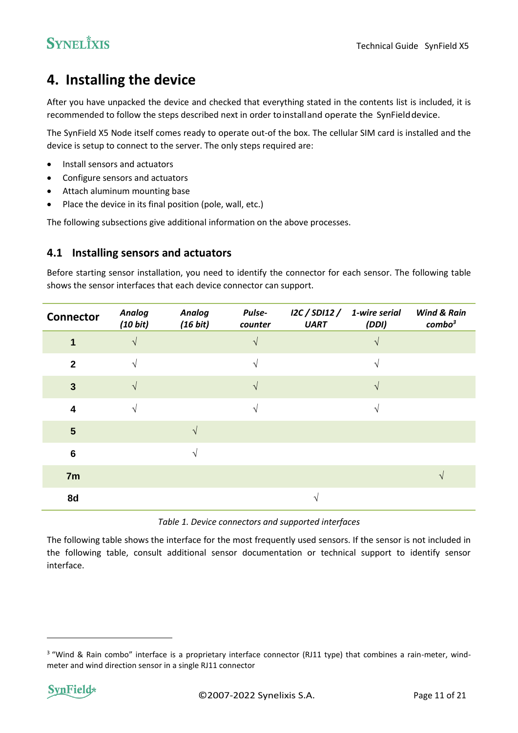# 4. Installing the device

After you have unpacked the device and checked that everything stated in the contents list is included, it is recommended to follow the steps described next in order to install and operate the SynField device.

The SynField X5 Node itself comes ready to operate out-of the box. The cellular SIM card is installed and the device is setup to connect to the server. The only steps required are:

- Install sensors and actuators
- Configure sensors and actuators
- Attach aluminum mounting base
- Place the device in its final position (pole, wall, etc.)

The following subsections give additional information on the above processes.

## 4.1 Installing sensors and actuators

Before starting sensor installation, you need to identify the connector for each sensor. The following table shows the sensor interfaces that each device connector can support.

| Connector | *Analog (10 bit)* | *Analog (16 bit)* | *Pulse-counter* | *I2C / SDI12 / UART* | *1-wire serial (DDI)* | *Wind & Rain combo*[3] |
|---|---|---|---|---|---|---|
| **1** | √ | | √ | | √ | |
| **2** | √ | | √ | | √ | |
| **3** | √ | | √ | | √ | |
| **4** | √ | | √ | | √ | |
| **5** | | √ | | | | |
| **6** | | √ | | | | |
| **7m** | | | | | | √ |
| **8d** | | | | √ | | |

*Table 1. Device connectors and supported interfaces*

The following table shows the interface for the most frequently used sensors. If the sensor is not included in the following table, consult additional sensor documentation or technical support to identify sensor interface.

[3] "Wind & Rain combo" interface is a proprietary interface connector (RJ11 type) that combines a rain-meter, wind-meter and wind direction sensor in a single RJ11 connector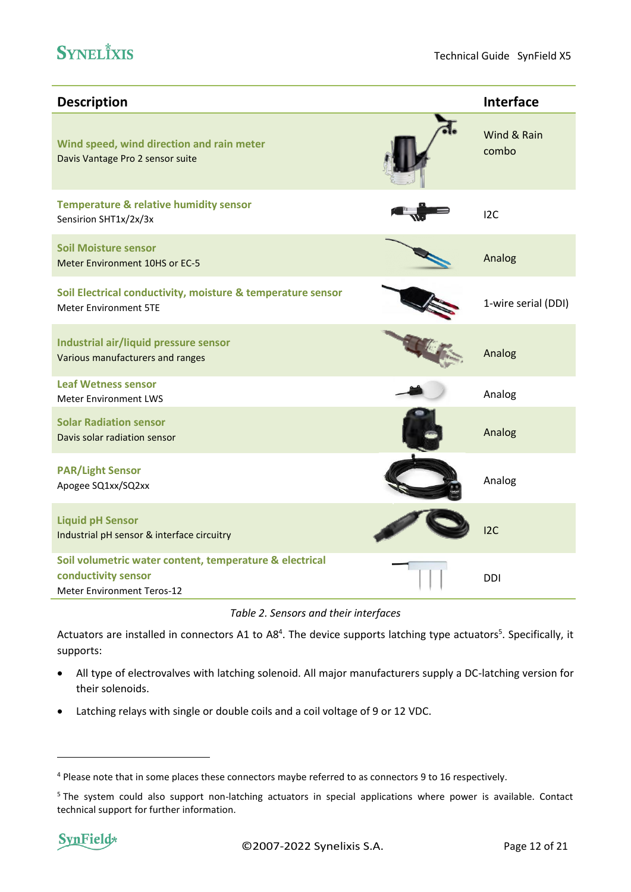| Description | Interface |
|---|---|
| **Wind speed, wind direction and rain meter**<br>Davis Vantage Pro 2 sensor suite | Wind & Rain combo |
| **Temperature & relative humidity sensor**<br>Sensirion SHT1x/2x/3x | I2C |
| **Soil Moisture sensor**<br>Meter Environment 10HS or EC-5 | Analog |
| **Soil Electrical conductivity, moisture & temperature sensor**<br>Meter Environment 5TE | 1-wire serial (DDI) |
| **Industrial air/liquid pressure sensor**<br>Various manufacturers and ranges | Analog |
| **Leaf Wetness sensor**<br>Meter Environment LWS | Analog |
| **Solar Radiation sensor**<br>Davis solar radiation sensor | Analog |
| **PAR/Light Sensor**<br>Apogee SQ1xx/SQ2xx | Analog |
| **Liquid pH Sensor**<br>Industrial pH sensor & interface circuitry | I2C |
| **Soil volumetric water content, temperature & electrical conductivity sensor**<br>Meter Environment Teros-12 | DDI |

*Table 2. Sensors and their interfaces*

Actuators are installed in connectors A1 to A8[4]. The device supports latching type actuators[5]. Specifically, it supports:

- All type of electrovalves with latching solenoid. All major manufacturers supply a DC-latching version for their solenoids.
- Latching relays with single or double coils and a coil voltage of 9 or 12 VDC.

---

[4] Please note that in some places these connectors maybe referred to as connectors 9 to 16 respectively.

[5] The system could also support non-latching actuators in special applications where power is available. Contact technical support for further information.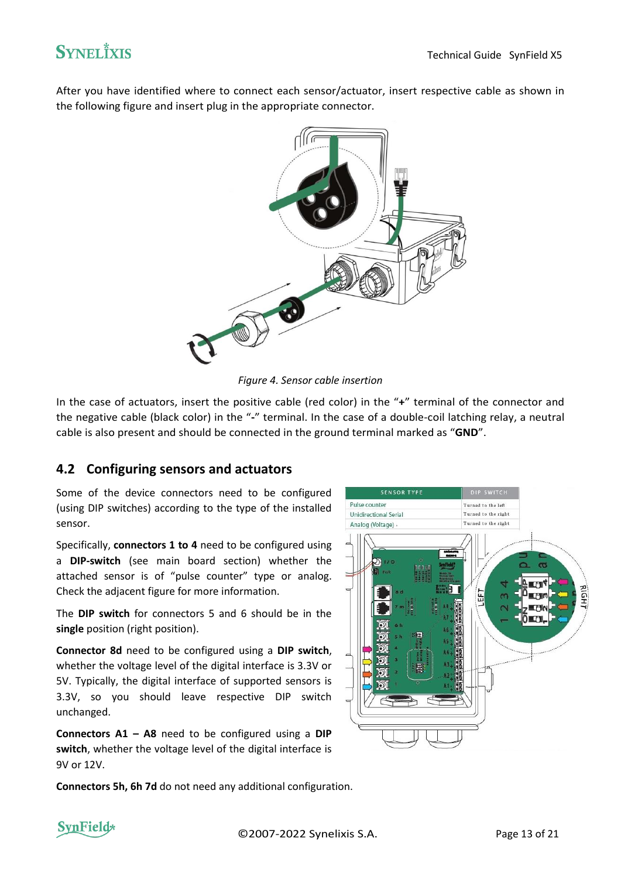After you have identified where to connect each sensor/actuator, insert respective cable as shown in the following figure and insert plug in the appropriate connector.

*Figure 4. Sensor cable insertion*

In the case of actuators, insert the positive cable (red color) in the "**+**" terminal of the connector and the negative cable (black color) in the "**-**" terminal. In the case of a double-coil latching relay, a neutral cable is also present and should be connected in the ground terminal marked as "**GND**".

## 4.2 Configuring sensors and actuators

Some of the device connectors need to be configured (using DIP switches) according to the type of the installed sensor.

Specifically, **connectors 1 to 4** need to be configured using a **DIP-switch** (see main board section) whether the attached sensor is of "pulse counter" type or analog. Check the adjacent figure for more information.

| SENSOR TYPE | DIP SWITCH |
|---|---|
| Pulse counter | Turned to the left |
| Unidirectional Serial | Turned to the right |
| Analog (Voltage) | Turned to the right |

The **DIP switch** for connectors 5 and 6 should be in the **single** position (right position).

**Connector 8d** need to be configured using a **DIP switch**, whether the voltage level of the digital interface is 3.3V or 5V. Typically, the digital interface of supported sensors is 3.3V, so you should leave respective DIP switch unchanged.

**Connectors A1 – A8** need to be configured using a **DIP switch**, whether the voltage level of the digital interface is 9V or 12V.

**Connectors 5h, 6h 7d** do not need any additional configuration.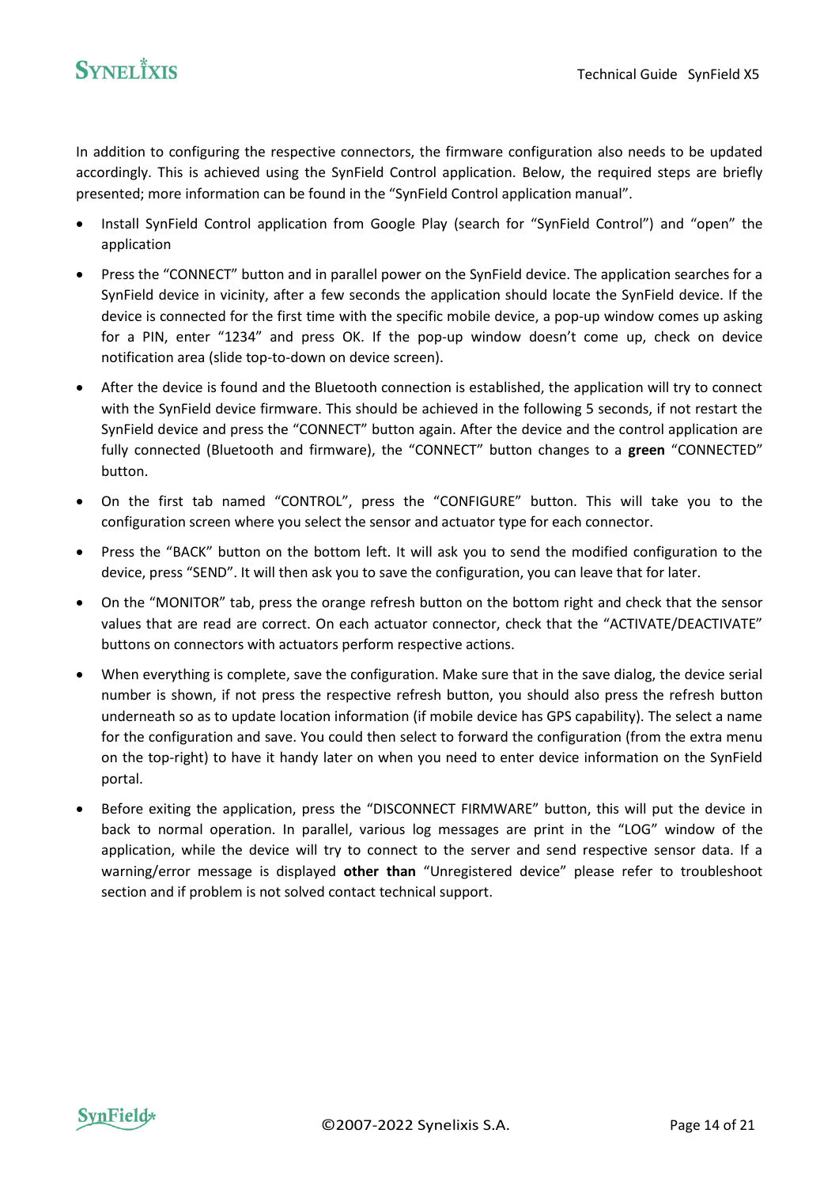In addition to configuring the respective connectors, the firmware configuration also needs to be updated accordingly. This is achieved using the SynField Control application. Below, the required steps are briefly presented; more information can be found in the “SynField Control application manual”.

- Install SynField Control application from Google Play (search for “SynField Control”) and “open” the application
- Press the “CONNECT” button and in parallel power on the SynField device. The application searches for a SynField device in vicinity, after a few seconds the application should locate the SynField device. If the device is connected for the first time with the specific mobile device, a pop-up window comes up asking for a PIN, enter “1234” and press OK. If the pop-up window doesn’t come up, check on device notification area (slide top-to-down on device screen).
- After the device is found and the Bluetooth connection is established, the application will try to connect with the SynField device firmware. This should be achieved in the following 5 seconds, if not restart the SynField device and press the “CONNECT” button again. After the device and the control application are fully connected (Bluetooth and firmware), the “CONNECT” button changes to a **green** “CONNECTED” button.
- On the first tab named “CONTROL”, press the “CONFIGURE” button. This will take you to the configuration screen where you select the sensor and actuator type for each connector.
- Press the “BACK” button on the bottom left. It will ask you to send the modified configuration to the device, press “SEND”. It will then ask you to save the configuration, you can leave that for later.
- On the “MONITOR” tab, press the orange refresh button on the bottom right and check that the sensor values that are read are correct. On each actuator connector, check that the “ACTIVATE/DEACTIVATE” buttons on connectors with actuators perform respective actions.
- When everything is complete, save the configuration. Make sure that in the save dialog, the device serial number is shown, if not press the respective refresh button, you should also press the refresh button underneath so as to update location information (if mobile device has GPS capability). The select a name for the configuration and save. You could then select to forward the configuration (from the extra menu on the top-right) to have it handy later on when you need to enter device information on the SynField portal.
- Before exiting the application, press the “DISCONNECT FIRMWARE” button, this will put the device in back to normal operation. In parallel, various log messages are print in the “LOG” window of the application, while the device will try to connect to the server and send respective sensor data. If a warning/error message is displayed **other than** “Unregistered device” please refer to troubleshoot section and if problem is not solved contact technical support.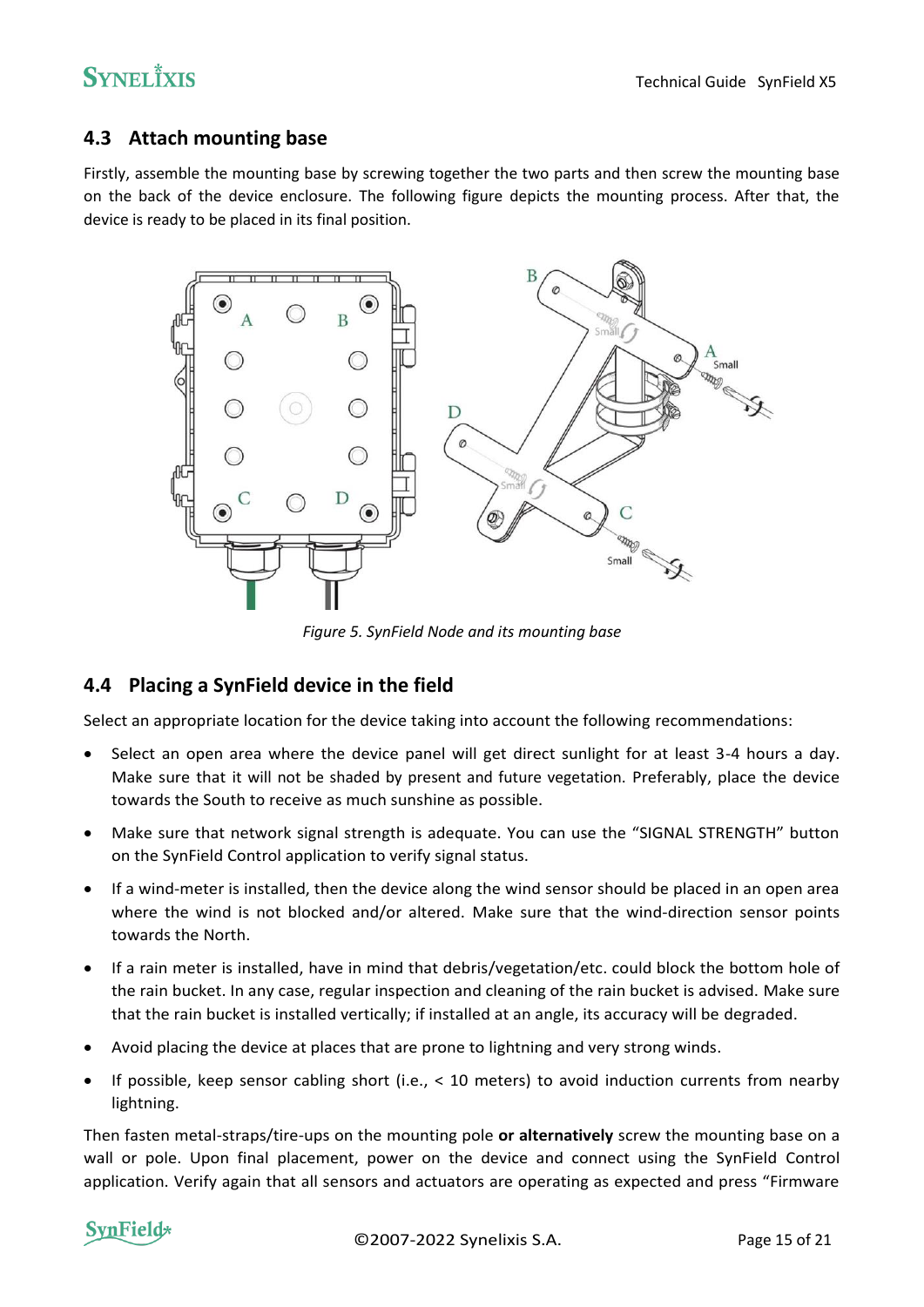## 4.3 Attach mounting base

Firstly, assemble the mounting base by screwing together the two parts and then screw the mounting base on the back of the device enclosure. The following figure depicts the mounting process. After that, the device is ready to be placed in its final position.

*Figure 5. SynField Node and its mounting base*

## 4.4 Placing a SynField device in the field

Select an appropriate location for the device taking into account the following recommendations:

- Select an open area where the device panel will get direct sunlight for at least 3-4 hours a day. Make sure that it will not be shaded by present and future vegetation. Preferably, place the device towards the South to receive as much sunshine as possible.
- Make sure that network signal strength is adequate. You can use the "SIGNAL STRENGTH" button on the SynField Control application to verify signal status.
- If a wind-meter is installed, then the device along the wind sensor should be placed in an open area where the wind is not blocked and/or altered. Make sure that the wind-direction sensor points towards the North.
- If a rain meter is installed, have in mind that debris/vegetation/etc. could block the bottom hole of the rain bucket. In any case, regular inspection and cleaning of the rain bucket is advised. Make sure that the rain bucket is installed vertically; if installed at an angle, its accuracy will be degraded.
- Avoid placing the device at places that are prone to lightning and very strong winds.
- If possible, keep sensor cabling short (i.e., < 10 meters) to avoid induction currents from nearby lightning.

Then fasten metal-straps/tire-ups on the mounting pole **or alternatively** screw the mounting base on a wall or pole. Upon final placement, power on the device and connect using the SynField Control application. Verify again that all sensors and actuators are operating as expected and press "Firmware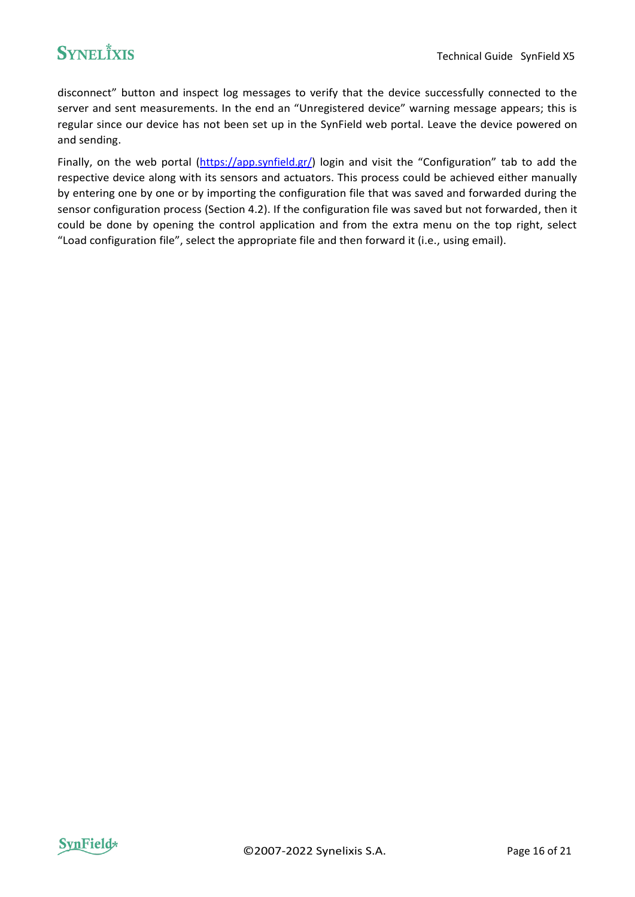disconnect" button and inspect log messages to verify that the device successfully connected to the server and sent measurements. In the end an "Unregistered device" warning message appears; this is regular since our device has not been set up in the SynField web portal. Leave the device powered on and sending.

Finally, on the web portal (https://app.synfield.gr/) login and visit the "Configuration" tab to add the respective device along with its sensors and actuators. This process could be achieved either manually by entering one by one or by importing the configuration file that was saved and forwarded during the sensor configuration process (Section 4.2). If the configuration file was saved but not forwarded, then it could be done by opening the control application and from the extra menu on the top right, select "Load configuration file", select the appropriate file and then forward it (i.e., using email).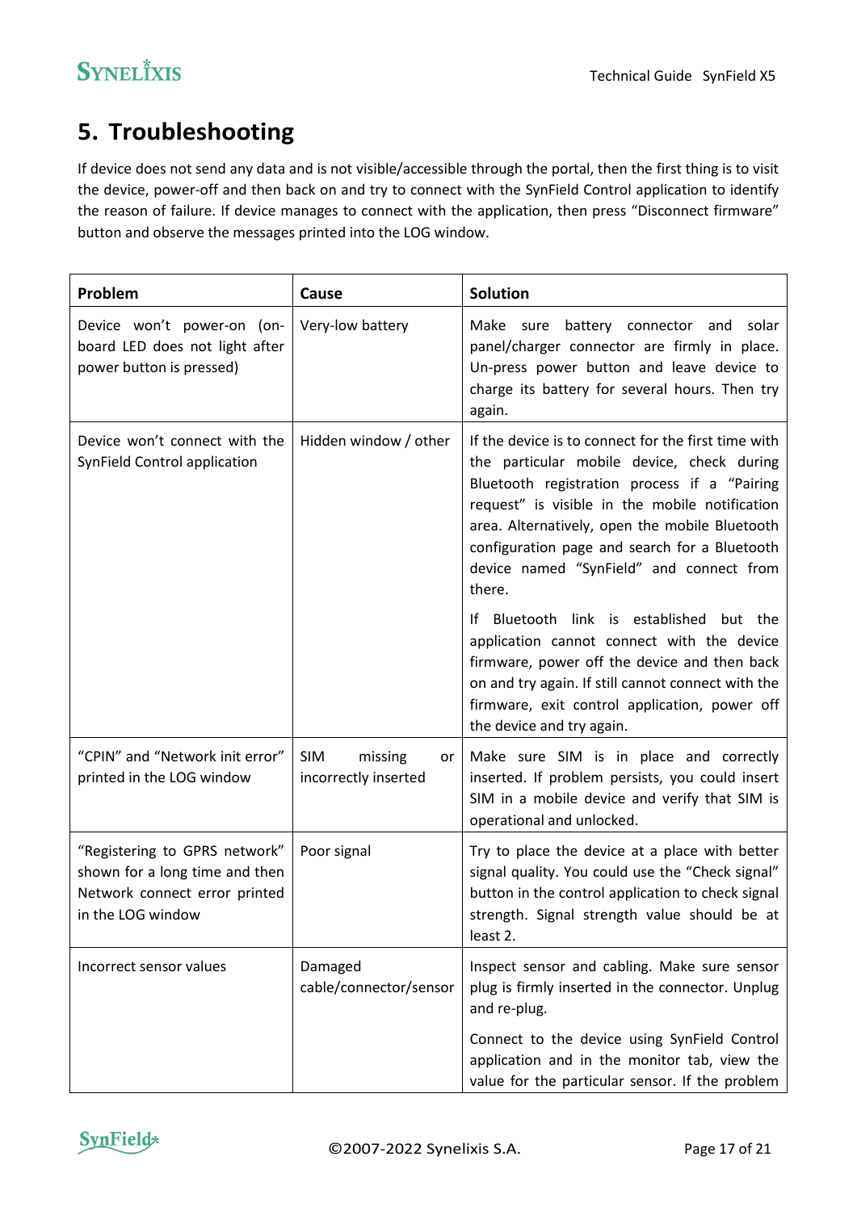# 5. Troubleshooting

If device does not send any data and is not visible/accessible through the portal, then the first thing is to visit the device, power-off and then back on and try to connect with the SynField Control application to identify the reason of failure. If device manages to connect with the application, then press "Disconnect firmware" button and observe the messages printed into the LOG window.

| Problem | Cause | Solution |
|---|---|---|
| Device won't power-on (on-board LED does not light after power button is pressed) | Very-low battery | Make sure battery connector and solar panel/charger connector are firmly in place. Un-press power button and leave device to charge its battery for several hours. Then try again. |
| Device won't connect with the SynField Control application | Hidden window / other | If the device is to connect for the first time with the particular mobile device, check during Bluetooth registration process if a "Pairing request" is visible in the mobile notification area. Alternatively, open the mobile Bluetooth configuration page and search for a Bluetooth device named "SynField" and connect from there.<br><br>If Bluetooth link is established but the application cannot connect with the device firmware, power off the device and then back on and try again. If still cannot connect with the firmware, exit control application, power off the device and try again. |
| "CPIN" and "Network init error" printed in the LOG window | SIM missing or incorrectly inserted | Make sure SIM is in place and correctly inserted. If problem persists, you could insert SIM in a mobile device and verify that SIM is operational and unlocked. |
| "Registering to GPRS network" shown for a long time and then Network connect error printed in the LOG window | Poor signal | Try to place the device at a place with better signal quality. You could use the "Check signal" button in the control application to check signal strength. Signal strength value should be at least 2. |
| Incorrect sensor values | Damaged cable/connector/sensor | Inspect sensor and cabling. Make sure sensor plug is firmly inserted in the connector. Unplug and re-plug.<br><br>Connect to the device using SynField Control application and in the monitor tab, view the value for the particular sensor. If the problem |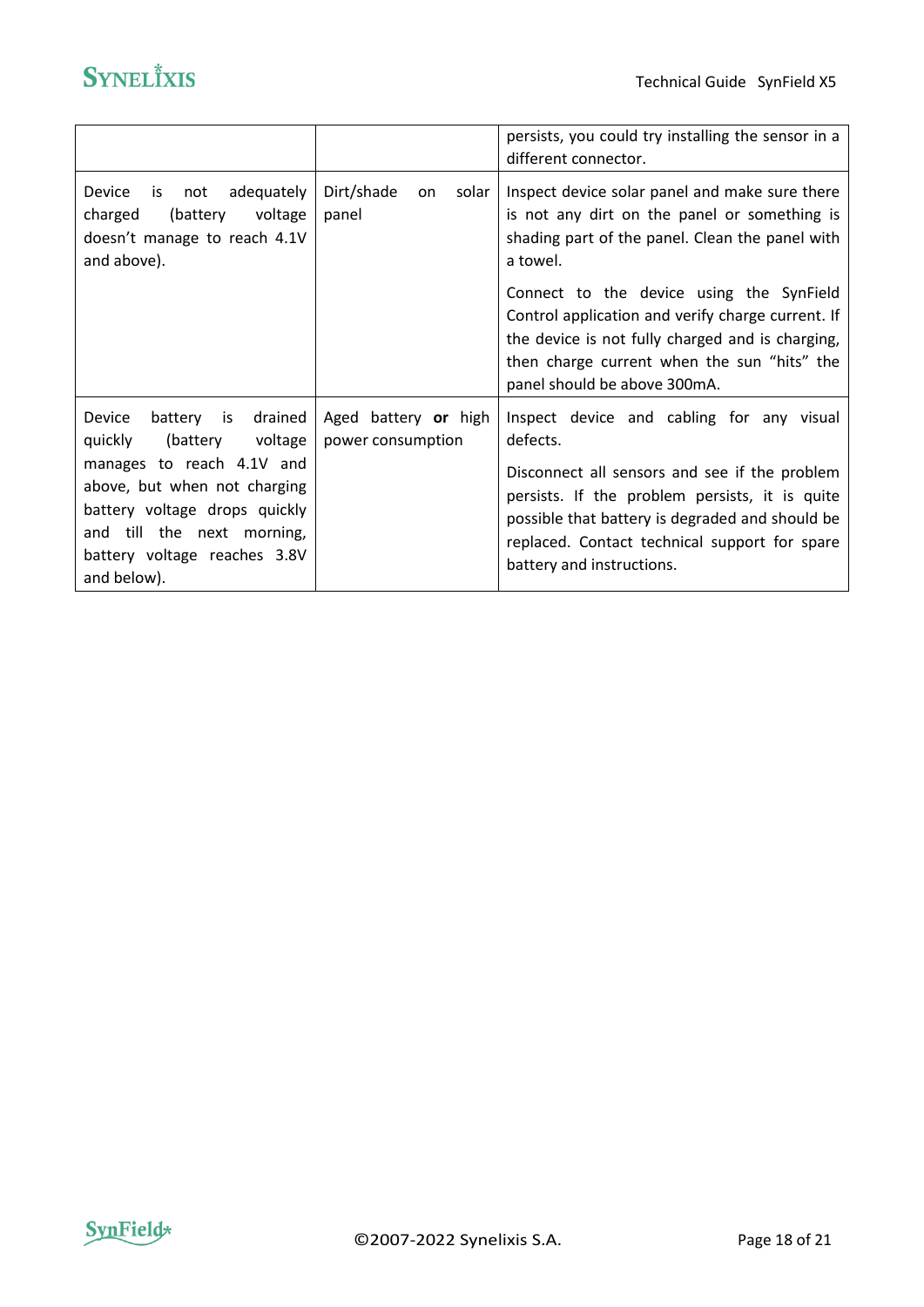| | | |
|---|---|---|
| | | persists, you could try installing the sensor in a different connector. |
| Device is not adequately charged (battery voltage doesn't manage to reach 4.1V and above). | Dirt/shade on solar panel | Inspect device solar panel and make sure there is not any dirt on the panel or something is shading part of the panel. Clean the panel with a towel.<br><br>Connect to the device using the SynField Control application and verify charge current. If the device is not fully charged and is charging, then charge current when the sun "hits" the panel should be above 300mA. |
| Device battery is drained quickly (battery voltage manages to reach 4.1V and above, but when not charging battery voltage drops quickly and till the next morning, battery voltage reaches 3.8V and below). | Aged battery **or** high power consumption | Inspect device and cabling for any visual defects.<br><br>Disconnect all sensors and see if the problem persists. If the problem persists, it is quite possible that battery is degraded and should be replaced. Contact technical support for spare battery and instructions. |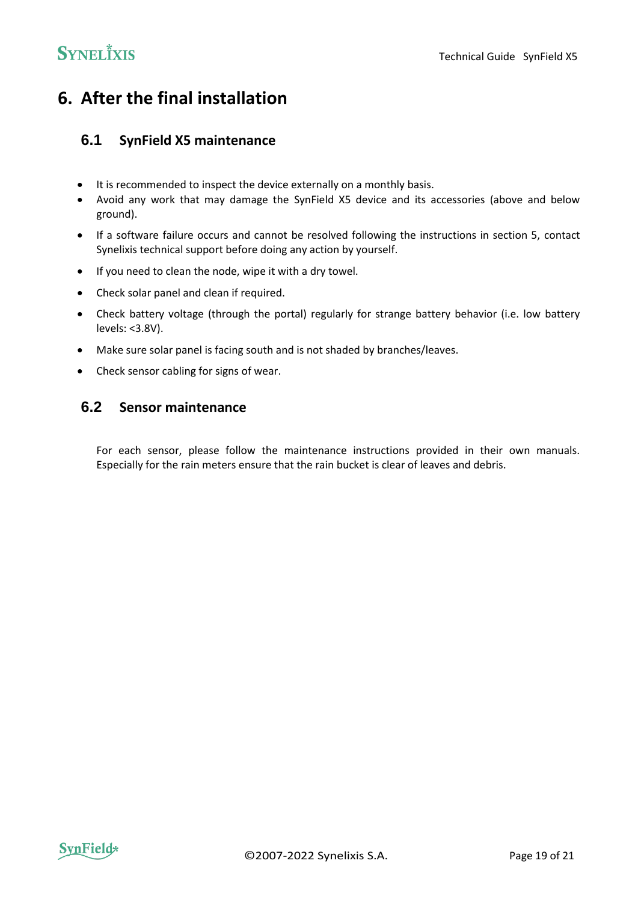# 6. After the final installation

## 6.1 SynField X5 maintenance

- It is recommended to inspect the device externally on a monthly basis.
- Avoid any work that may damage the SynField X5 device and its accessories (above and below ground).
- If a software failure occurs and cannot be resolved following the instructions in section 5, contact Synelixis technical support before doing any action by yourself.
- If you need to clean the node, wipe it with a dry towel.
- Check solar panel and clean if required.
- Check battery voltage (through the portal) regularly for strange battery behavior (i.e. low battery levels: <3.8V).
- Make sure solar panel is facing south and is not shaded by branches/leaves.
- Check sensor cabling for signs of wear.

## 6.2 Sensor maintenance

For each sensor, please follow the maintenance instructions provided in their own manuals. Especially for the rain meters ensure that the rain bucket is clear of leaves and debris.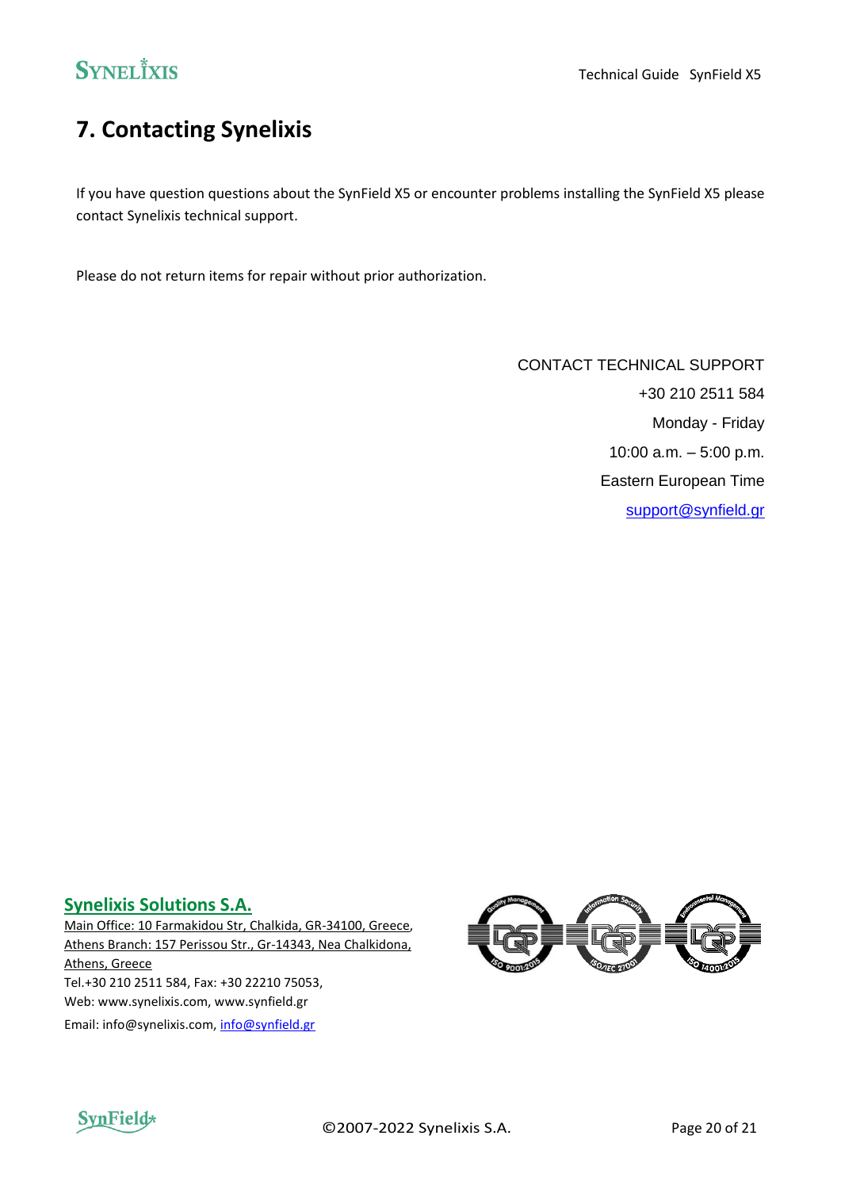# 7. Contacting Synelixis

If you have question questions about the SynField X5 or encounter problems installing the SynField X5 please contact Synelixis technical support.

Please do not return items for repair without prior authorization.

CONTACT TECHNICAL SUPPORT
+30 210 2511 584
Monday - Friday
10:00 a.m. – 5:00 p.m.
Eastern European Time
support@synfield.gr

**Synelixis Solutions S.A.**
Main Office: 10 Farmakidou Str, Chalkida, GR-34100, Greece,
Athens Branch: 157 Perissou Str., Gr-14343, Nea Chalkidona, Athens, Greece
Tel.+30 210 2511 584, Fax: +30 22210 75053,
Web: www.synelixis.com, www.synfield.gr
Email: info@synelixis.com, info@synfield.gr

©2007-2022 Synelixis S.A.